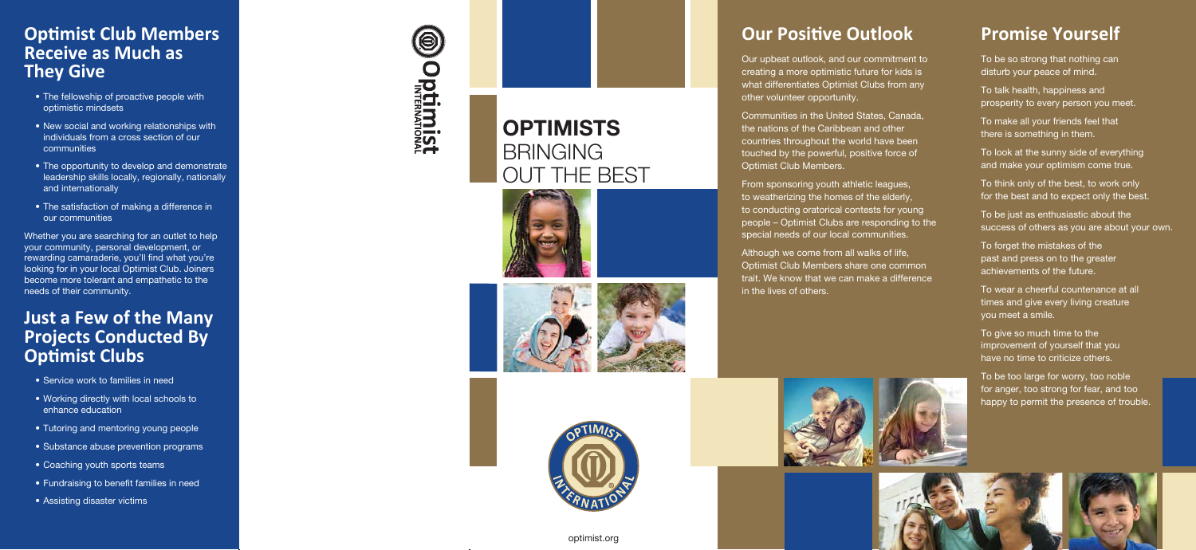## Optimist Club Members Receive as Much as They Give

- The fellowship of proactive people with optimistic mindsets
- New social and working relationships with individuals from a cross section of our communities
- The opportunity to develop and demonstrate leadership skills locally, regionally, nationally and internationally
- The satisfaction of making a difference in our communities

Whether you are searching for an outlet to help your community, personal development, or rewarding camaraderie, you'll find what you're looking for in your local Optimist Club. Joiners become more tolerant and empathetic to the needs of their community.

## Just a Few of the Many Projects Conducted By Optimist Clubs

- Service work to families in need
- Working directly with local schools to enhance education
- Tutoring and mentoring young people
- Substance abuse prevention programs
- Coaching youth sports teams
- Fundraising to benefit families in need
- Assisting disaster victims

Optimist INTERNATIONAL

# OPTIMISTS BRINGING OUT THE BEST

optimist.org

## Our Positive Outlook

Our upbeat outlook, and our commitment to creating a more optimistic future for kids is what differentiates Optimist Clubs from any other volunteer opportunity.

Communities in the United States, Canada, the nations of the Caribbean and other countries throughout the world have been touched by the powerful, positive force of Optimist Club Members.

From sponsoring youth athletic leagues, to weatherizing the homes of the elderly, to conducting oratorical contests for young people – Optimist Clubs are responding to the special needs of our local communities.

Although we come from all walks of life, Optimist Club Members share one common trait. We know that we can make a difference in the lives of others.

## Promise Yourself

To be so strong that nothing can disturb your peace of mind.

To talk health, happiness and prosperity to every person you meet.

To make all your friends feel that there is something in them.

To look at the sunny side of everything and make your optimism come true.

To think only of the best, to work only for the best and to expect only the best.

To be just as enthusiastic about the success of others as you are about your own.

To forget the mistakes of the past and press on to the greater achievements of the future.

To wear a cheerful countenance at all times and give every living creature you meet a smile.

To give so much time to the improvement of yourself that you have no time to criticize others.

To be too large for worry, too noble for anger, too strong for fear, and too happy to permit the presence of trouble.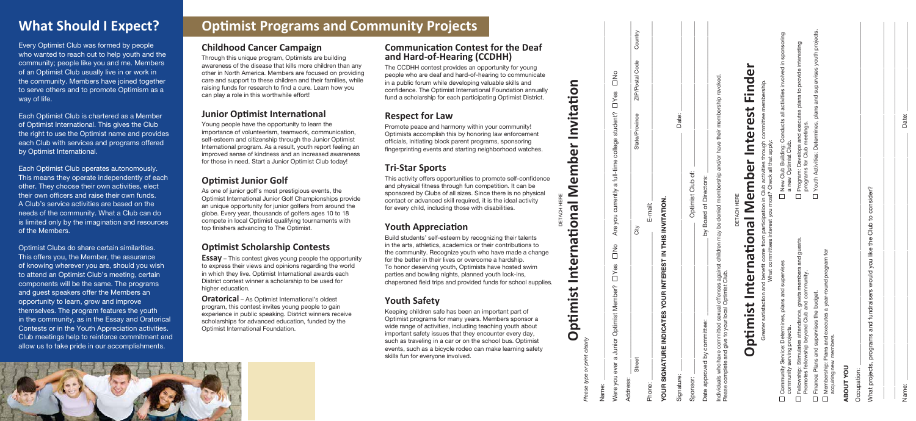# What Should I Expect?

Every Optimist Club was formed by people who wanted to reach out to help youth and the community; people like you and me. Members of an Optimist Club usually live in or work in the community. Members have joined together to serve others and to promote Optimism as a way of life.

Each Optimist Club is chartered as a Member of Optimist International. This gives the Club the right to use the Optimist name and provides each Club with services and programs offered by Optimist International.

Each Optimist Club operates autonomously. This means they operate independently of each other. They choose their own activities, elect their own officers and raise their own funds. A Club's service activities are based on the needs of the community. What a Club can do is limited only by the imagination and resources of the Members.

Optimist Clubs do share certain similarities. This offers you, the Member, the assurance of knowing wherever you are, should you wish to attend an Optimist Club's meeting, certain components will be the same. The programs and guest speakers offer the Members an opportunity to learn, grow and improve themselves. The program features the youth in the community, as in the Essay and Oratorical Contests or in the Youth Appreciation activities. Club meetings help to reinforce commitment and allow us to take pride in our accomplishments.

# Optimist Programs and Community Projects

## Childhood Cancer Campaign

Through this unique program, Optimists are building awareness of the disease that kills more children than any other in North America. Members are focused on providing care and support to these children and their families, while raising funds for research to find a cure. Learn how you can play a role in this worthwhile effort!

## Junior Optimist International

Young people have the opportunity to learn the importance of volunteerism, teamwork, communication, self-esteem and citizenship through the Junior Optimist International program. As a result, youth report feeling an improved sense of kindness and an increased awareness for those in need. Start a Junior Optimist Club today!

## Optimist Junior Golf

As one of junior golf's most prestigious events, the Optimist International Junior Golf Championships provide an unique opportunity for junior golfers from around the globe. Every year, thousands of golfers ages 10 to 18 compete in local Optimist qualifying tournaments with top finishers advancing to The Optimist.

## Optimist Scholarship Contests

**Essay** – This contest gives young people the opportunity to express their views and opinions regarding the world in which they live. Optimist International awards each District contest winner a scholarship to be used for higher education.

**Oratorical** – As Optimist International's oldest program, this contest invites young people to gain experience in public speaking. District winners receive scholarships for advanced education, funded by the Optimist International Foundation.

## Communication Contest for the Deaf and Hard-of-Hearing (CCDHH)

The CCDHH contest provides an opportunity for young people who are deaf and hard-of-hearing to communicate in a public forum while developing valuable skills and confidence. The Optimist International Foundation annually fund a scholarship for each participating Optimist District.

## Respect for Law

Promote peace and harmony within your community! Optimists accomplish this by honoring law enforcement officials, initiating block parent programs, sponsoring fingerprinting events and starting neighborhood watches.

## Tri-Star Sports

This activity offers opportunities to promote self-confidence and physical fitness through fun competition. It can be sponsored by Clubs of all sizes. Since there is no physical contact or advanced skill required, it is the ideal activity for every child, including those with disabilities.

## Youth Appreciation

Build students' self-esteem by recognizing their talents in the arts, athletics, academics or their contributions to the community. Recognize youth who have made a change for the better in their lives or overcome a hardship. To honor deserving youth, Optimists have hosted swim parties and bowling nights, planned youth lock-ins, chaperoned field trips and provided funds for school supplies.

## Youth Safety

Keeping children safe has been an important part of Optimist programs for many years. Members sponsor a wide range of activities, including teaching youth about important safety issues that they encounter every day, such as traveling in a car or on the school bus. Optimist events, such as a bicycle rodeo can make learning safety skills fun for everyone involved.

DETACH HERE

# Optimist International Member Invitation

*Please type or print clearly*

Name: ___________________________________________

Were you ever a Junior Optimist Member? ☐ Yes ☐ No  Are you currently a full-time college student? ☐ Yes ☐ No

Address: ___________________________________________
Street  City  State/Province  ZIP/Postal Code  Country

Phone: ________________  E-mail: ________________

**YOUR SIGNATURE INDICATES YOUR INTEREST IN THIS INVITATION.**

Signature: ________________  Date: ________________

Sponsor: ________________  Optimist Club of: ________________

Date approved by committee: ________________  by Board of Directors: ________________

Individuals who have committed sexual offenses against children may be denied membership and/or have their membership revoked. Please complete and give to your local Optimist Club.

DETACH HERE

# Optimist International Member Interest Finder

Greater satisfaction and benefit come from participation in Club activities through committee membership. What committees interest you most? Check all that apply:

- ☐ Community Service: Determines, plans and supervises community serving projects.
- ☐ Fellowship: Stimulates attendance, greets members and guests. Promotes fellowship beyond Club and community.
- ☐ Finance: Plans and supervises the budget.
- ☐ Membership: Plans and executes a year-round program for acquiring new members.
- ☐ New Club Building: Conducts all activities involved in sponsoring a new Optimist Club.
- ☐ Program: Develops and executes plans to provide interesting programs for Club meetings.
- ☐ Youth Activities: Determines, plans and supervises youth projects.

**ABOUT YOU**

Occupation: ___________________________________________

What projects, programs and fundraisers would you like the Club to consider?

___________________________________________

Name: ________________  Date: ________________